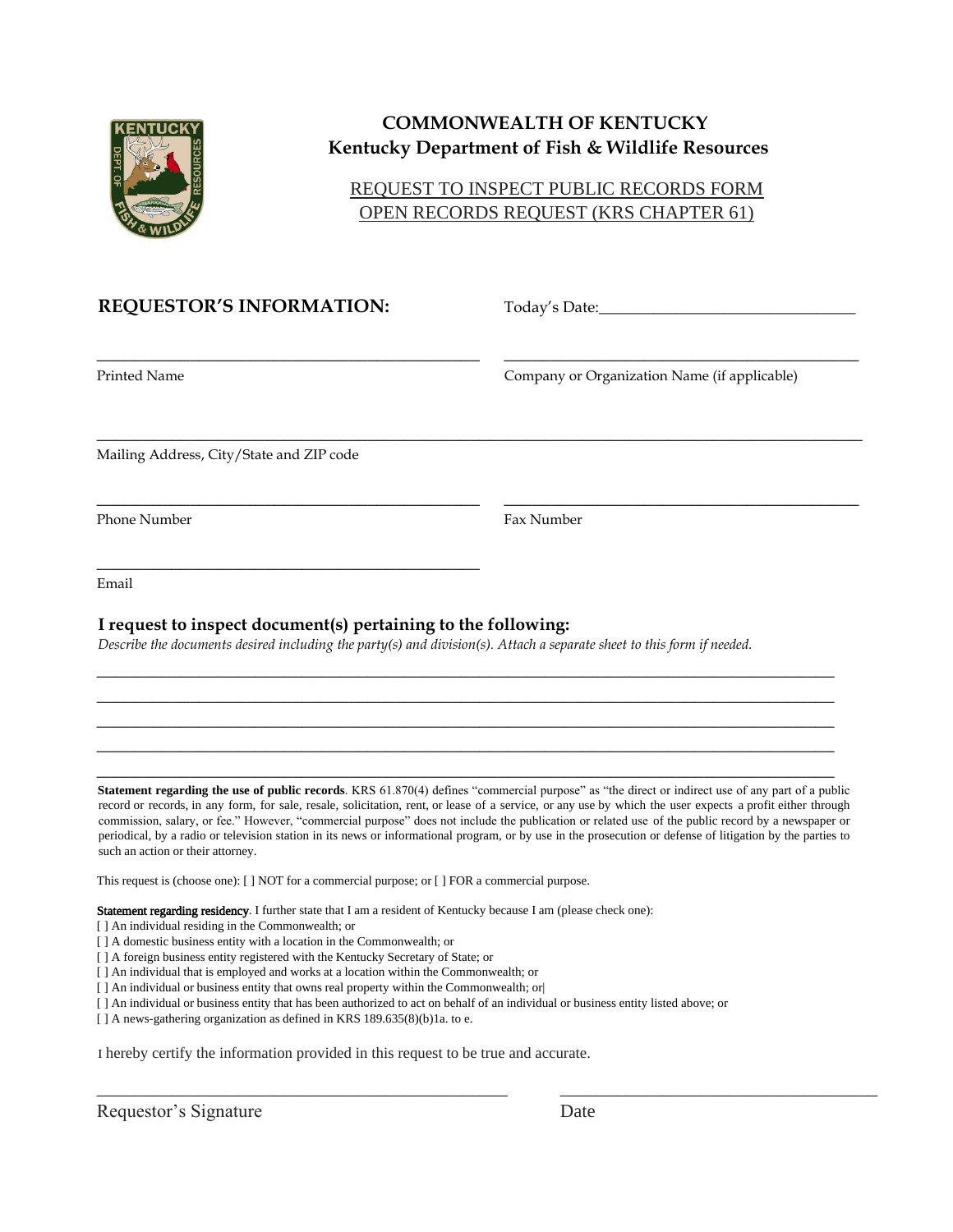**COMMONWEALTH OF KENTUCKY**
**Kentucky Department of Fish & Wildlife Resources**

REQUEST TO INSPECT PUBLIC RECORDS FORM
OPEN RECORDS REQUEST (KRS CHAPTER 61)

**REQUESTOR'S INFORMATION:** Today's Date:\_\_\_\_\_\_\_\_\_\_\_\_\_\_\_\_\_\_\_\_\_\_\_\_\_\_\_\_\_\_

\_\_\_\_\_\_\_\_\_\_\_\_\_\_\_\_\_\_\_\_\_\_\_\_\_\_\_\_\_\_\_\_\_\_\_\_\_\_\_\_\_\_\_\_ \_\_\_\_\_\_\_\_\_\_\_\_\_\_\_\_\_\_\_\_\_\_\_\_\_\_\_\_\_\_\_\_\_\_\_\_\_\_\_\_\_\_\_\_

Printed Name | Company or Organization Name (if applicable)

\_\_\_\_\_\_\_\_\_\_\_\_\_\_\_\_\_\_\_\_\_\_\_\_\_\_\_\_\_\_\_\_\_\_\_\_\_\_\_\_\_\_\_\_\_\_\_\_\_\_\_\_\_\_\_\_\_\_\_\_\_\_\_\_\_\_\_\_\_\_\_\_\_\_\_\_\_\_\_\_\_\_\_\_\_\_

Mailing Address, City/State and ZIP code

\_\_\_\_\_\_\_\_\_\_\_\_\_\_\_\_\_\_\_\_\_\_\_\_\_\_\_\_\_\_\_\_\_\_\_\_\_\_\_\_\_\_\_\_ \_\_\_\_\_\_\_\_\_\_\_\_\_\_\_\_\_\_\_\_\_\_\_\_\_\_\_\_\_\_\_\_\_\_\_\_\_\_\_\_\_\_\_\_

Phone Number | Fax Number

\_\_\_\_\_\_\_\_\_\_\_\_\_\_\_\_\_\_\_\_\_\_\_\_\_\_\_\_\_\_\_\_\_\_\_\_\_\_\_\_\_\_\_\_

Email

### I request to inspect document(s) pertaining to the following:

*Describe the documents desired including the party(s) and division(s). Attach a separate sheet to this form if needed.*

\_\_\_\_\_\_\_\_\_\_\_\_\_\_\_\_\_\_\_\_\_\_\_\_\_\_\_\_\_\_\_\_\_\_\_\_\_\_\_\_\_\_\_\_\_\_\_\_\_\_\_\_\_\_\_\_\_\_\_\_\_\_\_\_\_\_\_\_\_\_\_\_\_\_\_\_\_\_\_\_\_\_\_\_\_\_

\_\_\_\_\_\_\_\_\_\_\_\_\_\_\_\_\_\_\_\_\_\_\_\_\_\_\_\_\_\_\_\_\_\_\_\_\_\_\_\_\_\_\_\_\_\_\_\_\_\_\_\_\_\_\_\_\_\_\_\_\_\_\_\_\_\_\_\_\_\_\_\_\_\_\_\_\_\_\_\_\_\_\_\_\_\_

\_\_\_\_\_\_\_\_\_\_\_\_\_\_\_\_\_\_\_\_\_\_\_\_\_\_\_\_\_\_\_\_\_\_\_\_\_\_\_\_\_\_\_\_\_\_\_\_\_\_\_\_\_\_\_\_\_\_\_\_\_\_\_\_\_\_\_\_\_\_\_\_\_\_\_\_\_\_\_\_\_\_\_\_\_\_

\_\_\_\_\_\_\_\_\_\_\_\_\_\_\_\_\_\_\_\_\_\_\_\_\_\_\_\_\_\_\_\_\_\_\_\_\_\_\_\_\_\_\_\_\_\_\_\_\_\_\_\_\_\_\_\_\_\_\_\_\_\_\_\_\_\_\_\_\_\_\_\_\_\_\_\_\_\_\_\_\_\_\_\_\_\_

\_\_\_\_\_\_\_\_\_\_\_\_\_\_\_\_\_\_\_\_\_\_\_\_\_\_\_\_\_\_\_\_\_\_\_\_\_\_\_\_\_\_\_\_\_\_\_\_\_\_\_\_\_\_\_\_\_\_\_\_\_\_\_\_\_\_\_\_\_\_\_\_\_\_\_\_\_\_\_\_\_\_\_\_\_\_

**Statement regarding the use of public records**. KRS 61.870(4) defines "commercial purpose" as "the direct or indirect use of any part of a public record or records, in any form, for sale, resale, solicitation, rent, or lease of a service, or any use by which the user expects a profit either through commission, salary, or fee." However, "commercial purpose" does not include the publication or related use of the public record by a newspaper or periodical, by a radio or television station in its news or informational program, or by use in the prosecution or defense of litigation by the parties to such an action or their attorney.

This request is (choose one): [ ] NOT for a commercial purpose; or [ ] FOR a commercial purpose.

**Statement regarding residency**. I further state that I am a resident of Kentucky because I am (please check one):

[ ] An individual residing in the Commonwealth; or
[ ] A domestic business entity with a location in the Commonwealth; or
[ ] A foreign business entity registered with the Kentucky Secretary of State; or
[ ] An individual that is employed and works at a location within the Commonwealth; or
[ ] An individual or business entity that owns real property within the Commonwealth; or
[ ] An individual or business entity that has been authorized to act on behalf of an individual or business entity listed above; or
[ ] A news-gathering organization as defined in KRS 189.635(8)(b)1a. to e.

I hereby certify the information provided in this request to be true and accurate.

\_\_\_\_\_\_\_\_\_\_\_\_\_\_\_\_\_\_\_\_\_\_\_\_\_\_\_\_\_\_\_\_\_\_\_\_\_\_\_\_\_\_\_\_ \_\_\_\_\_\_\_\_\_\_\_\_\_\_\_\_\_\_\_\_\_\_\_\_\_\_\_\_\_\_\_\_\_\_\_\_\_\_

Requestor's Signature | Date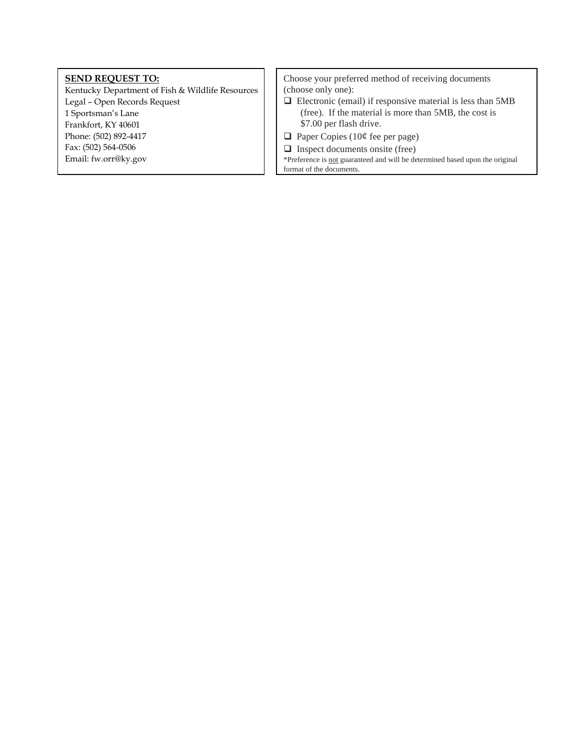**SEND REQUEST TO:**

Kentucky Department of Fish & Wildlife Resources
Legal – Open Records Request
1 Sportsman's Lane
Frankfort, KY 40601
Phone: (502) 892-4417
Fax: (502) 564-0506
Email: fw.orr@ky.gov

Choose your preferred method of receiving documents (choose only one):

- ❑ Electronic (email) if responsive material is less than 5MB (free). If the material is more than 5MB, the cost is $7.00 per flash drive.
- ❑ Paper Copies (10¢ fee per page)
- ❑ Inspect documents onsite (free)

*Preference is <u>not</u> guaranteed and will be determined based upon the original format of the documents.